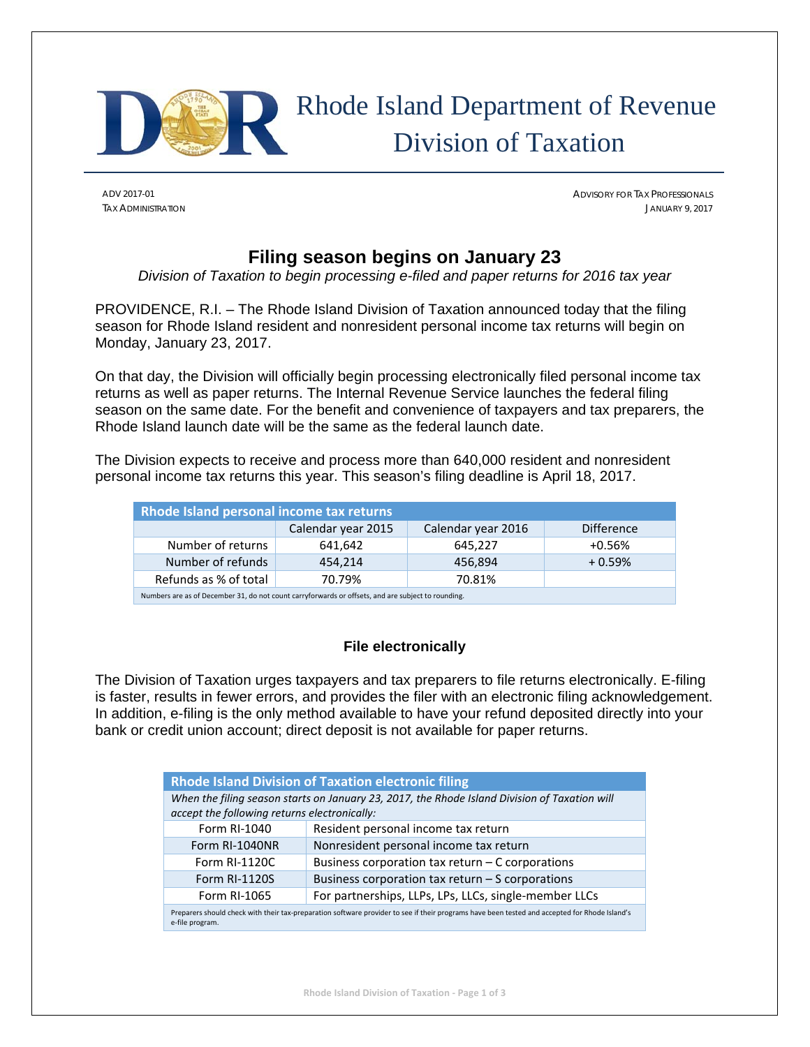Rhode Island Department of Revenue
Division of Taxation

ADV 2017-01
TAX ADMINISTRATION

ADVISORY FOR TAX PROFESSIONALS
JANUARY 9, 2017

# Filing season begins on January 23

*Division of Taxation to begin processing e-filed and paper returns for 2016 tax year*

PROVIDENCE, R.I. – The Rhode Island Division of Taxation announced today that the filing season for Rhode Island resident and nonresident personal income tax returns will begin on Monday, January 23, 2017.

On that day, the Division will officially begin processing electronically filed personal income tax returns as well as paper returns. The Internal Revenue Service launches the federal filing season on the same date. For the benefit and convenience of taxpayers and tax preparers, the Rhode Island launch date will be the same as the federal launch date.

The Division expects to receive and process more than 640,000 resident and nonresident personal income tax returns this year. This season's filing deadline is April 18, 2017.

| Rhode Island personal income tax returns | | | |
|---|---|---|---|
| | Calendar year 2015 | Calendar year 2016 | Difference |
| Number of returns | 641,642 | 645,227 | +0.56% |
| Number of refunds | 454,214 | 456,894 | + 0.59% |
| Refunds as % of total | 70.79% | 70.81% | |

Numbers are as of December 31, do not count carryforwards or offsets, and are subject to rounding.

### File electronically

The Division of Taxation urges taxpayers and tax preparers to file returns electronically. E-filing is faster, results in fewer errors, and provides the filer with an electronic filing acknowledgement. In addition, e-filing is the only method available to have your refund deposited directly into your bank or credit union account; direct deposit is not available for paper returns.

| Rhode Island Division of Taxation electronic filing | |
|---|---|
| *When the filing season starts on January 23, 2017, the Rhode Island Division of Taxation will accept the following returns electronically:* | |
| Form RI-1040 | Resident personal income tax return |
| Form RI-1040NR | Nonresident personal income tax return |
| Form RI-1120C | Business corporation tax return – C corporations |
| Form RI-1120S | Business corporation tax return – S corporations |
| Form RI-1065 | For partnerships, LLPs, LPs, LLCs, single-member LLCs |

Preparers should check with their tax-preparation software provider to see if their programs have been tested and accepted for Rhode Island's e-file program.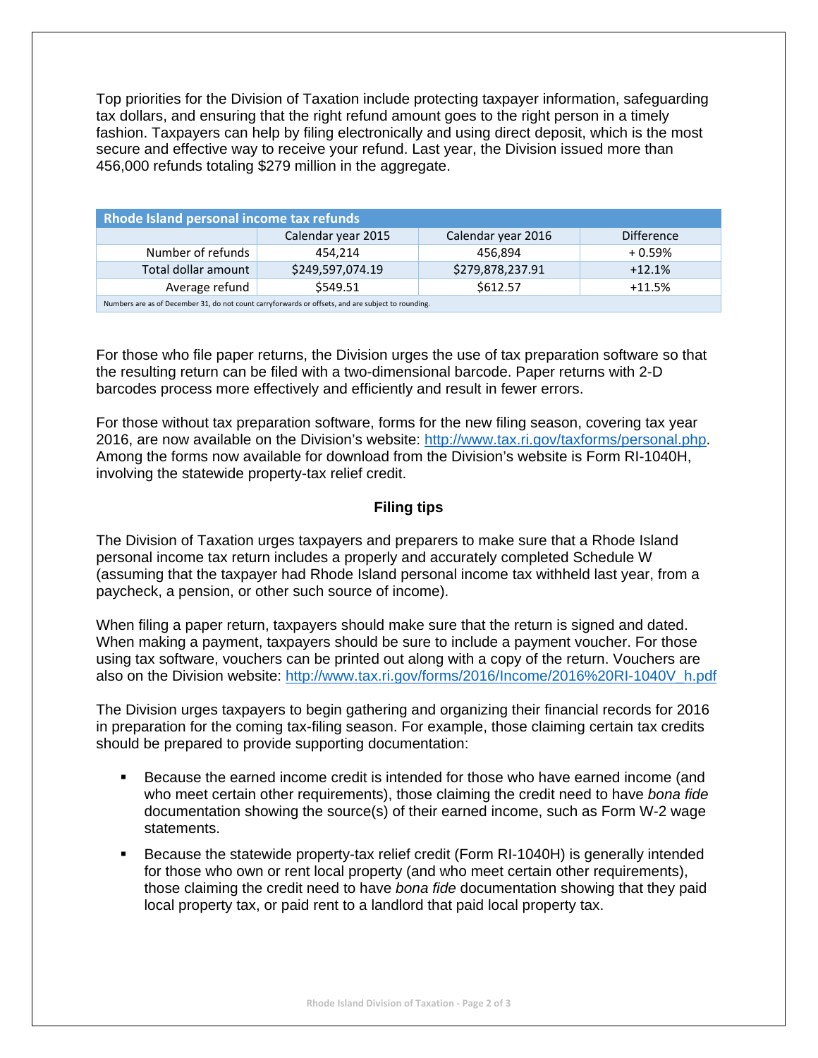Top priorities for the Division of Taxation include protecting taxpayer information, safeguarding tax dollars, and ensuring that the right refund amount goes to the right person in a timely fashion. Taxpayers can help by filing electronically and using direct deposit, which is the most secure and effective way to receive your refund. Last year, the Division issued more than 456,000 refunds totaling $279 million in the aggregate.

| Rhode Island personal income tax refunds | | | |
|---|---|---|---|
| | Calendar year 2015 | Calendar year 2016 | Difference |
| Number of refunds | 454,214 | 456,894 | + 0.59% |
| Total dollar amount | $249,597,074.19 | $279,878,237.91 | +12.1% |
| Average refund | $549.51 | $612.57 | +11.5% |
| Numbers are as of December 31, do not count carryforwards or offsets, and are subject to rounding. | | | |

For those who file paper returns, the Division urges the use of tax preparation software so that the resulting return can be filed with a two-dimensional barcode. Paper returns with 2-D barcodes process more effectively and efficiently and result in fewer errors.

For those without tax preparation software, forms for the new filing season, covering tax year 2016, are now available on the Division's website: http://www.tax.ri.gov/taxforms/personal.php. Among the forms now available for download from the Division's website is Form RI-1040H, involving the statewide property-tax relief credit.

**Filing tips**

The Division of Taxation urges taxpayers and preparers to make sure that a Rhode Island personal income tax return includes a properly and accurately completed Schedule W (assuming that the taxpayer had Rhode Island personal income tax withheld last year, from a paycheck, a pension, or other such source of income).

When filing a paper return, taxpayers should make sure that the return is signed and dated. When making a payment, taxpayers should be sure to include a payment voucher. For those using tax software, vouchers can be printed out along with a copy of the return. Vouchers are also on the Division website: http://www.tax.ri.gov/forms/2016/Income/2016%20RI-1040V_h.pdf

The Division urges taxpayers to begin gathering and organizing their financial records for 2016 in preparation for the coming tax-filing season. For example, those claiming certain tax credits should be prepared to provide supporting documentation:

- Because the earned income credit is intended for those who have earned income (and who meet certain other requirements), those claiming the credit need to have *bona fide* documentation showing the source(s) of their earned income, such as Form W-2 wage statements.
- Because the statewide property-tax relief credit (Form RI-1040H) is generally intended for those who own or rent local property (and who meet certain other requirements), those claiming the credit need to have *bona fide* documentation showing that they paid local property tax, or paid rent to a landlord that paid local property tax.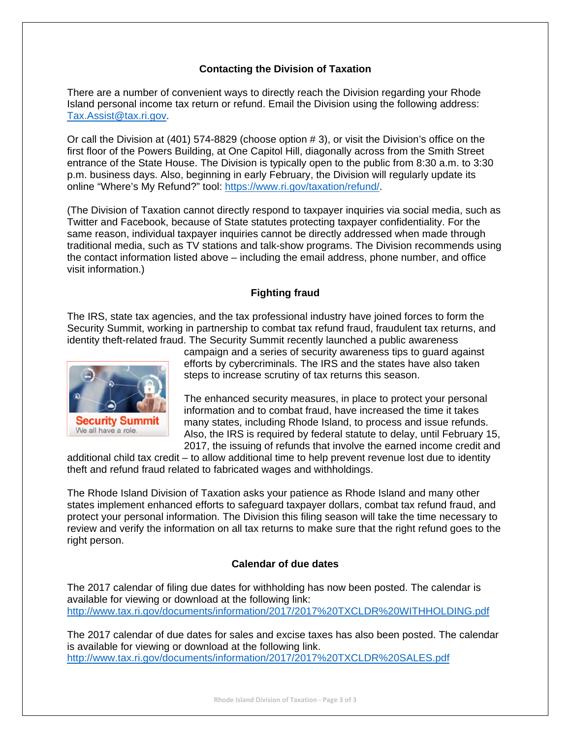### Contacting the Division of Taxation

There are a number of convenient ways to directly reach the Division regarding your Rhode Island personal income tax return or refund. Email the Division using the following address: Tax.Assist@tax.ri.gov.

Or call the Division at (401) 574-8829 (choose option # 3), or visit the Division's office on the first floor of the Powers Building, at One Capitol Hill, diagonally across from the Smith Street entrance of the State House. The Division is typically open to the public from 8:30 a.m. to 3:30 p.m. business days. Also, beginning in early February, the Division will regularly update its online "Where's My Refund?" tool: https://www.ri.gov/taxation/refund/.

(The Division of Taxation cannot directly respond to taxpayer inquiries via social media, such as Twitter and Facebook, because of State statutes protecting taxpayer confidentiality. For the same reason, individual taxpayer inquiries cannot be directly addressed when made through traditional media, such as TV stations and talk-show programs. The Division recommends using the contact information listed above – including the email address, phone number, and office visit information.)

### Fighting fraud

The IRS, state tax agencies, and the tax professional industry have joined forces to form the Security Summit, working in partnership to combat tax refund fraud, fraudulent tax returns, and identity theft-related fraud. The Security Summit recently launched a public awareness campaign and a series of security awareness tips to guard against efforts by cybercriminals. The IRS and the states have also taken steps to increase scrutiny of tax returns this season.

Security Summit
We all have a role.

The enhanced security measures, in place to protect your personal information and to combat fraud, have increased the time it takes many states, including Rhode Island, to process and issue refunds. Also, the IRS is required by federal statute to delay, until February 15, 2017, the issuing of refunds that involve the earned income credit and additional child tax credit – to allow additional time to help prevent revenue lost due to identity theft and refund fraud related to fabricated wages and withholdings.

The Rhode Island Division of Taxation asks your patience as Rhode Island and many other states implement enhanced efforts to safeguard taxpayer dollars, combat tax refund fraud, and protect your personal information. The Division this filing season will take the time necessary to review and verify the information on all tax returns to make sure that the right refund goes to the right person.

### Calendar of due dates

The 2017 calendar of filing due dates for withholding has now been posted. The calendar is available for viewing or download at the following link:
http://www.tax.ri.gov/documents/information/2017/2017%20TXCLDR%20WITHHOLDING.pdf

The 2017 calendar of due dates for sales and excise taxes has also been posted. The calendar is available for viewing or download at the following link.
http://www.tax.ri.gov/documents/information/2017/2017%20TXCLDR%20SALES.pdf